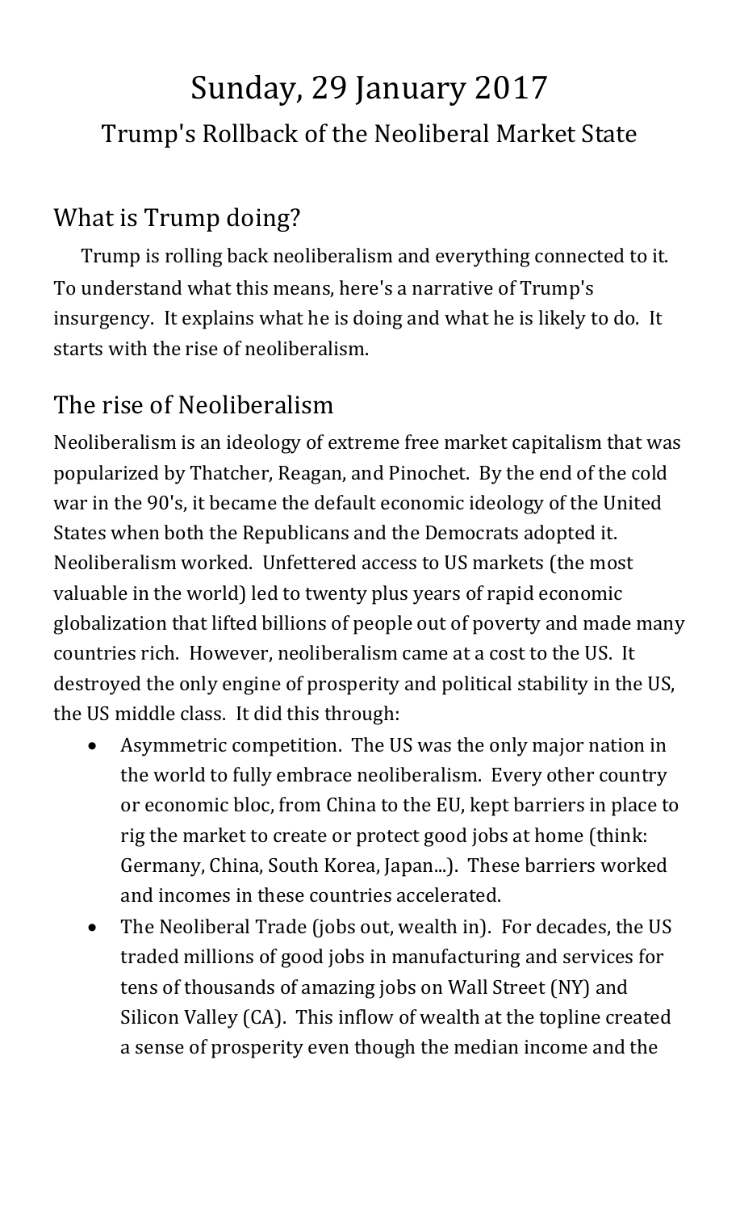# Sunday, 29 January 2017

## Trump's Rollback of the Neoliberal Market State

## What is Trump doing?

Trump is rolling back neoliberalism and everything connected to it. To understand what this means, here's a narrative of Trump's insurgency. It explains what he is doing and what he is likely to do. It starts with the rise of neoliberalism.

## The rise of Neoliberalism

Neoliberalism is an ideology of extreme free market capitalism that was popularized by Thatcher, Reagan, and Pinochet. By the end of the cold war in the 90's, it became the default economic ideology of the United States when both the Republicans and the Democrats adopted it. Neoliberalism worked. Unfettered access to US markets (the most valuable in the world) led to twenty plus years of rapid economic globalization that lifted billions of people out of poverty and made many countries rich. However, neoliberalism came at a cost to the US. It destroyed the only engine of prosperity and political stability in the US, the US middle class. It did this through:

- Asymmetric competition. The US was the only major nation in the world to fully embrace neoliberalism. Every other country or economic bloc, from China to the EU, kept barriers in place to rig the market to create or protect good jobs at home (think: Germany, China, South Korea, Japan...). These barriers worked and incomes in these countries accelerated.
- The Neoliberal Trade (jobs out, wealth in). For decades, the US traded millions of good jobs in manufacturing and services for tens of thousands of amazing jobs on Wall Street (NY) and Silicon Valley (CA). This inflow of wealth at the topline created a sense of prosperity even though the median income and the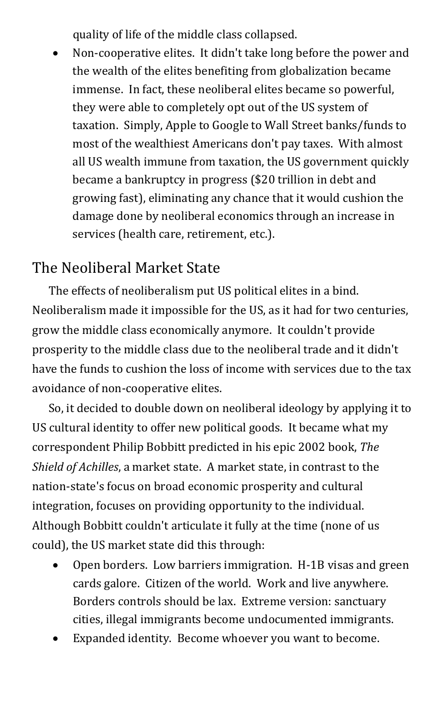quality of life of the middle class collapsed.

- Non-cooperative elites. It didn't take long before the power and the wealth of the elites benefiting from globalization became immense. In fact, these neoliberal elites became so powerful, they were able to completely opt out of the US system of taxation. Simply, Apple to Google to Wall Street banks/funds to most of the wealthiest Americans don't pay taxes. With almost all US wealth immune from taxation, the US government quickly became a bankruptcy in progress ($20 trillion in debt and growing fast), eliminating any chance that it would cushion the damage done by neoliberal economics through an increase in services (health care, retirement, etc.).

## The Neoliberal Market State

The effects of neoliberalism put US political elites in a bind. Neoliberalism made it impossible for the US, as it had for two centuries, grow the middle class economically anymore. It couldn't provide prosperity to the middle class due to the neoliberal trade and it didn't have the funds to cushion the loss of income with services due to the tax avoidance of non-cooperative elites.

So, it decided to double down on neoliberal ideology by applying it to US cultural identity to offer new political goods. It became what my correspondent Philip Bobbitt predicted in his epic 2002 book, *The Shield of Achilles*, a market state. A market state, in contrast to the nation-state's focus on broad economic prosperity and cultural integration, focuses on providing opportunity to the individual. Although Bobbitt couldn't articulate it fully at the time (none of us could), the US market state did this through:

- Open borders. Low barriers immigration. H-1B visas and green cards galore. Citizen of the world. Work and live anywhere. Borders controls should be lax. Extreme version: sanctuary cities, illegal immigrants become undocumented immigrants.
- Expanded identity. Become whoever you want to become.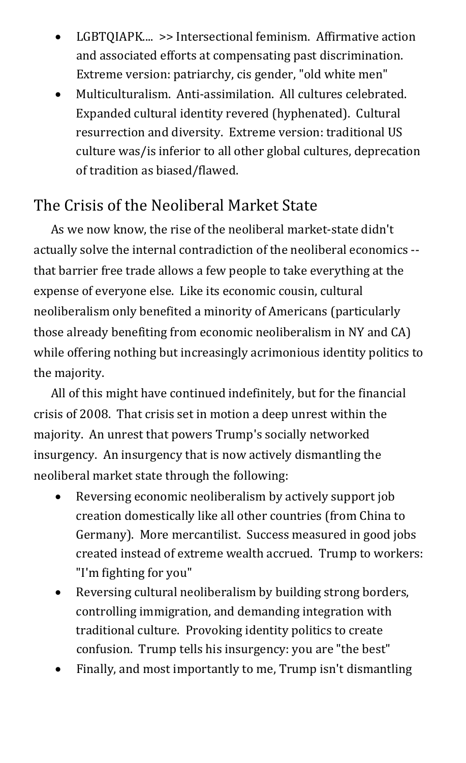- LGBTQIAPK.... >> Intersectional feminism. Affirmative action and associated efforts at compensating past discrimination. Extreme version: patriarchy, cis gender, "old white men"
- Multiculturalism. Anti-assimilation. All cultures celebrated. Expanded cultural identity revered (hyphenated). Cultural resurrection and diversity. Extreme version: traditional US culture was/is inferior to all other global cultures, deprecation of tradition as biased/flawed.

## The Crisis of the Neoliberal Market State

As we now know, the rise of the neoliberal market-state didn't actually solve the internal contradiction of the neoliberal economics -- that barrier free trade allows a few people to take everything at the expense of everyone else. Like its economic cousin, cultural neoliberalism only benefited a minority of Americans (particularly those already benefiting from economic neoliberalism in NY and CA) while offering nothing but increasingly acrimonious identity politics to the majority.

All of this might have continued indefinitely, but for the financial crisis of 2008. That crisis set in motion a deep unrest within the majority. An unrest that powers Trump's socially networked insurgency. An insurgency that is now actively dismantling the neoliberal market state through the following:

- Reversing economic neoliberalism by actively support job creation domestically like all other countries (from China to Germany). More mercantilist. Success measured in good jobs created instead of extreme wealth accrued. Trump to workers: "I'm fighting for you"
- Reversing cultural neoliberalism by building strong borders, controlling immigration, and demanding integration with traditional culture. Provoking identity politics to create confusion. Trump tells his insurgency: you are "the best"
- Finally, and most importantly to me, Trump isn't dismantling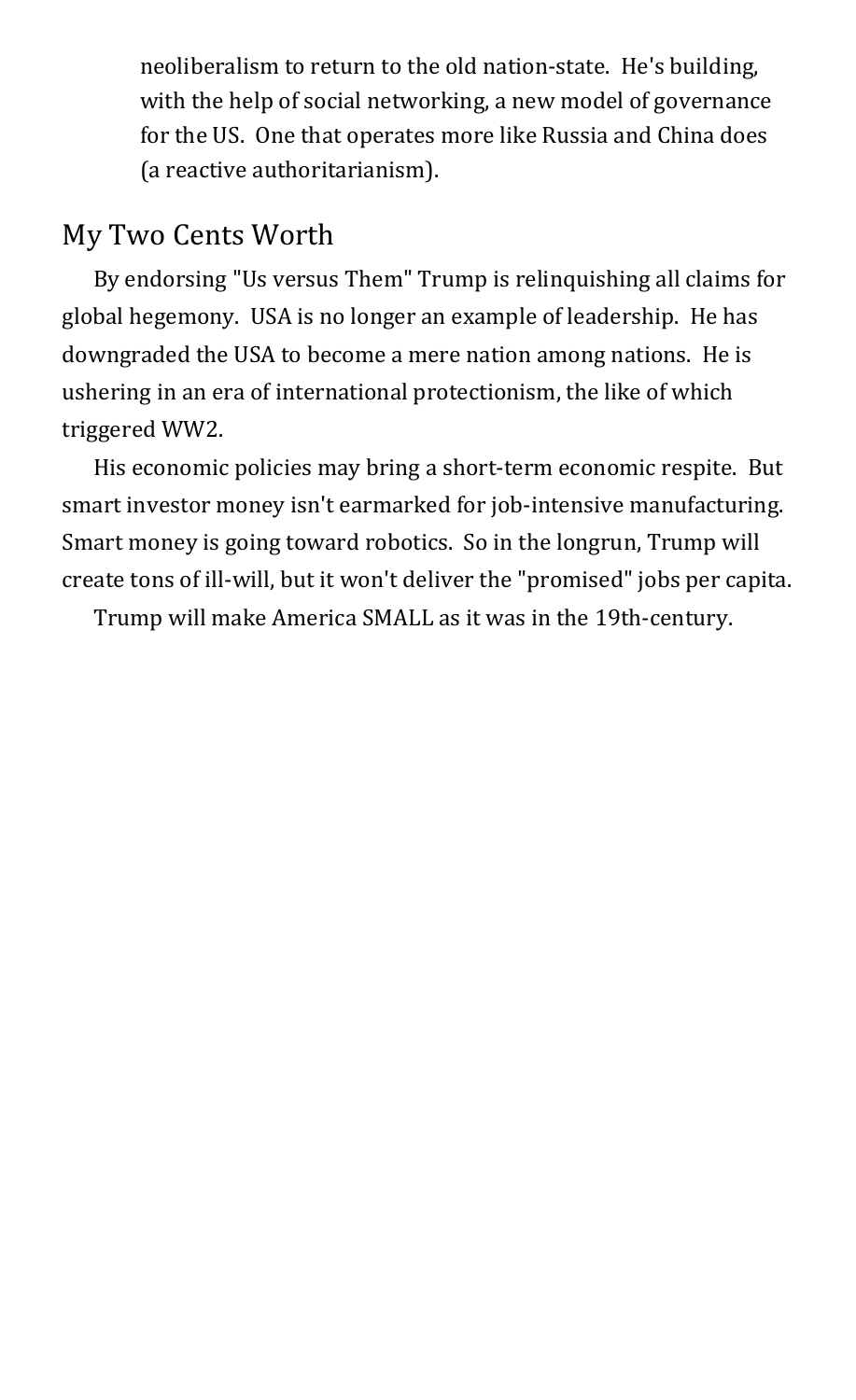> neoliberalism to return to the old nation-state. He's building, with the help of social networking, a new model of governance for the US. One that operates more like Russia and China does (a reactive authoritarianism).

## My Two Cents Worth

By endorsing "Us versus Them" Trump is relinquishing all claims for global hegemony. USA is no longer an example of leadership. He has downgraded the USA to become a mere nation among nations. He is ushering in an era of international protectionism, the like of which triggered WW2.

His economic policies may bring a short-term economic respite. But smart investor money isn't earmarked for job-intensive manufacturing. Smart money is going toward robotics. So in the longrun, Trump will create tons of ill-will, but it won't deliver the "promised" jobs per capita.

Trump will make America SMALL as it was in the 19th-century.